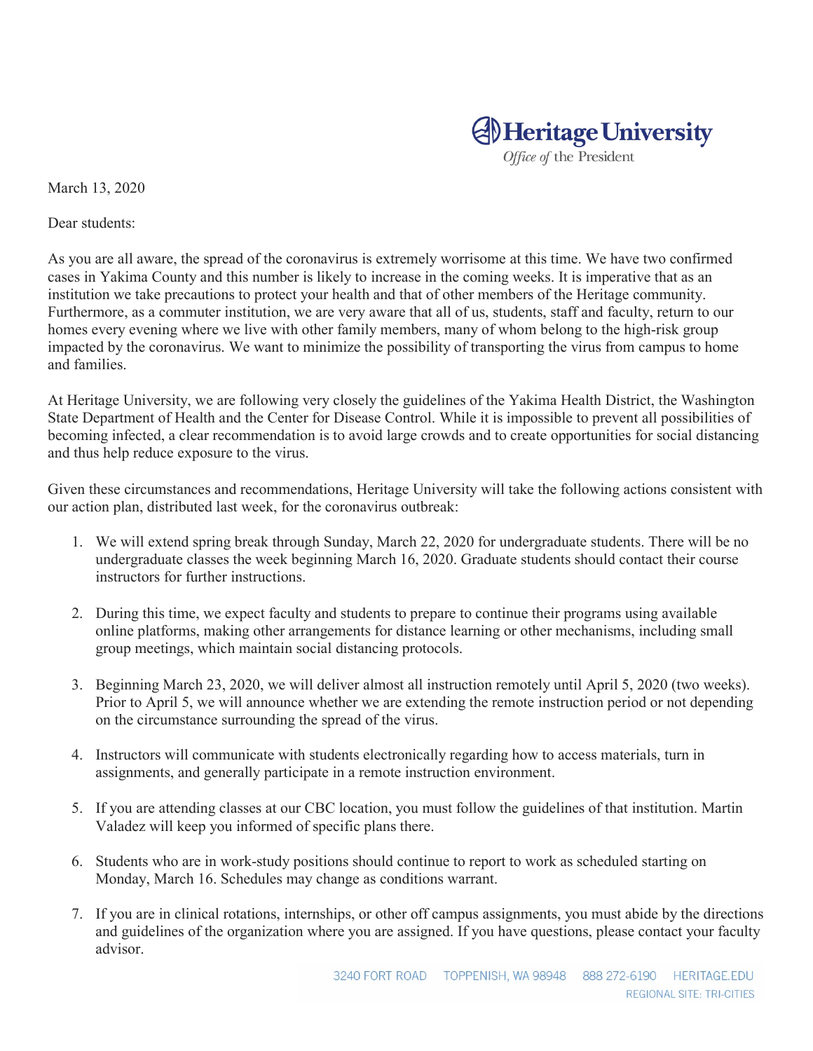Heritage University

*Office of* the President

March 13, 2020

Dear students:

As you are all aware, the spread of the coronavirus is extremely worrisome at this time. We have two confirmed cases in Yakima County and this number is likely to increase in the coming weeks. It is imperative that as an institution we take precautions to protect your health and that of other members of the Heritage community. Furthermore, as a commuter institution, we are very aware that all of us, students, staff and faculty, return to our homes every evening where we live with other family members, many of whom belong to the high-risk group impacted by the coronavirus. We want to minimize the possibility of transporting the virus from campus to home and families.

At Heritage University, we are following very closely the guidelines of the Yakima Health District, the Washington State Department of Health and the Center for Disease Control. While it is impossible to prevent all possibilities of becoming infected, a clear recommendation is to avoid large crowds and to create opportunities for social distancing and thus help reduce exposure to the virus.

Given these circumstances and recommendations, Heritage University will take the following actions consistent with our action plan, distributed last week, for the coronavirus outbreak:

1. We will extend spring break through Sunday, March 22, 2020 for undergraduate students. There will be no undergraduate classes the week beginning March 16, 2020. Graduate students should contact their course instructors for further instructions.

2. During this time, we expect faculty and students to prepare to continue their programs using available online platforms, making other arrangements for distance learning or other mechanisms, including small group meetings, which maintain social distancing protocols.

3. Beginning March 23, 2020, we will deliver almost all instruction remotely until April 5, 2020 (two weeks). Prior to April 5, we will announce whether we are extending the remote instruction period or not depending on the circumstance surrounding the spread of the virus.

4. Instructors will communicate with students electronically regarding how to access materials, turn in assignments, and generally participate in a remote instruction environment.

5. If you are attending classes at our CBC location, you must follow the guidelines of that institution. Martin Valadez will keep you informed of specific plans there.

6. Students who are in work-study positions should continue to report to work as scheduled starting on Monday, March 16. Schedules may change as conditions warrant.

7. If you are in clinical rotations, internships, or other off campus assignments, you must abide by the directions and guidelines of the organization where you are assigned. If you have questions, please contact your faculty advisor.

3240 FORT ROAD TOPPENISH, WA 98948 888 272-6190 HERITAGE.EDU

REGIONAL SITE: TRI-CITIES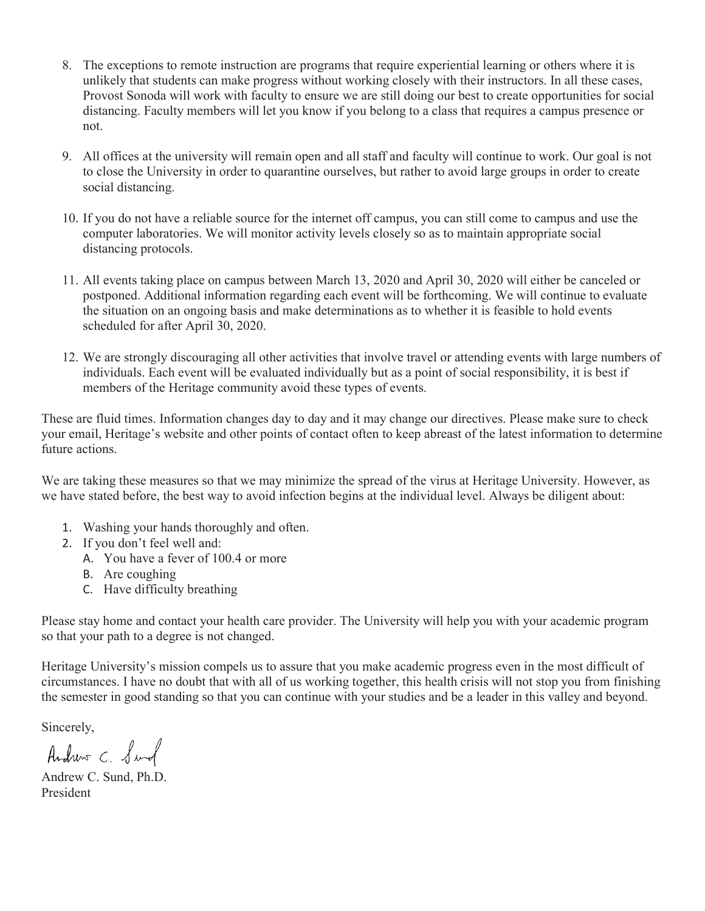8. The exceptions to remote instruction are programs that require experiential learning or others where it is unlikely that students can make progress without working closely with their instructors. In all these cases, Provost Sonoda will work with faculty to ensure we are still doing our best to create opportunities for social distancing. Faculty members will let you know if you belong to a class that requires a campus presence or not.

9. All offices at the university will remain open and all staff and faculty will continue to work. Our goal is not to close the University in order to quarantine ourselves, but rather to avoid large groups in order to create social distancing.

10. If you do not have a reliable source for the internet off campus, you can still come to campus and use the computer laboratories. We will monitor activity levels closely so as to maintain appropriate social distancing protocols.

11. All events taking place on campus between March 13, 2020 and April 30, 2020 will either be canceled or postponed. Additional information regarding each event will be forthcoming. We will continue to evaluate the situation on an ongoing basis and make determinations as to whether it is feasible to hold events scheduled for after April 30, 2020.

12. We are strongly discouraging all other activities that involve travel or attending events with large numbers of individuals. Each event will be evaluated individually but as a point of social responsibility, it is best if members of the Heritage community avoid these types of events.

These are fluid times. Information changes day to day and it may change our directives. Please make sure to check your email, Heritage's website and other points of contact often to keep abreast of the latest information to determine future actions.

We are taking these measures so that we may minimize the spread of the virus at Heritage University. However, as we have stated before, the best way to avoid infection begins at the individual level. Always be diligent about:

1. Washing your hands thoroughly and often.
2. If you don't feel well and:
   A. You have a fever of 100.4 or more
   B. Are coughing
   C. Have difficulty breathing

Please stay home and contact your health care provider. The University will help you with your academic program so that your path to a degree is not changed.

Heritage University's mission compels us to assure that you make academic progress even in the most difficult of circumstances. I have no doubt that with all of us working together, this health crisis will not stop you from finishing the semester in good standing so that you can continue with your studies and be a leader in this valley and beyond.

Sincerely,

Andrew C. Sund

Andrew C. Sund, Ph.D.
President